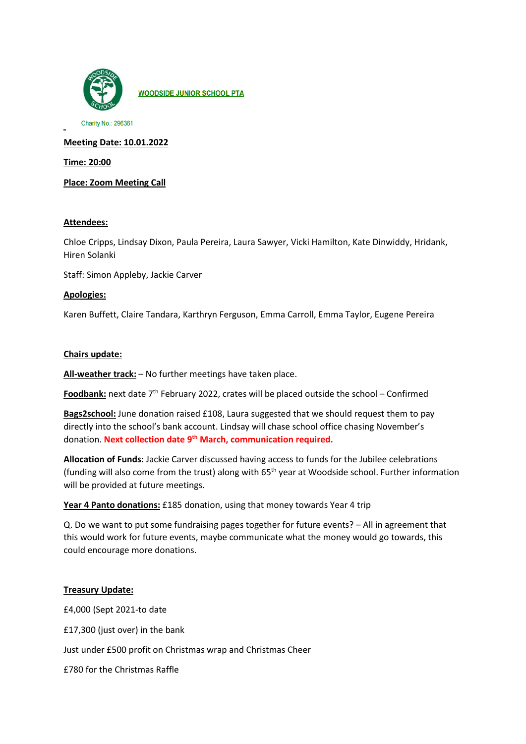**WOODSIDE JUNIOR SCHOOL PTA**

Charity No.: 296361

**Meeting Date: 10.01.2022**

**Time: 20:00**

**Place: Zoom Meeting Call**

**Attendees:**

Chloe Cripps, Lindsay Dixon, Paula Pereira, Laura Sawyer, Vicki Hamilton, Kate Dinwiddy, Hridank, Hiren Solanki

Staff: Simon Appleby, Jackie Carver

**Apologies:**

Karen Buffett, Claire Tandara, Karthryn Ferguson, Emma Carroll, Emma Taylor, Eugene Pereira

**Chairs update:**

**All-weather track:** – No further meetings have taken place.

**Foodbank:** next date 7th February 2022, crates will be placed outside the school – Confirmed

**Bags2school:** June donation raised £108, Laura suggested that we should request them to pay directly into the school's bank account. Lindsay will chase school office chasing November's donation. **Next collection date 9th March, communication required.**

**Allocation of Funds:** Jackie Carver discussed having access to funds for the Jubilee celebrations (funding will also come from the trust) along with 65th year at Woodside school. Further information will be provided at future meetings.

**Year 4 Panto donations:** £185 donation, using that money towards Year 4 trip

Q. Do we want to put some fundraising pages together for future events? – All in agreement that this would work for future events, maybe communicate what the money would go towards, this could encourage more donations.

**Treasury Update:**

£4,000 (Sept 2021-to date

£17,300 (just over) in the bank

Just under £500 profit on Christmas wrap and Christmas Cheer

£780 for the Christmas Raffle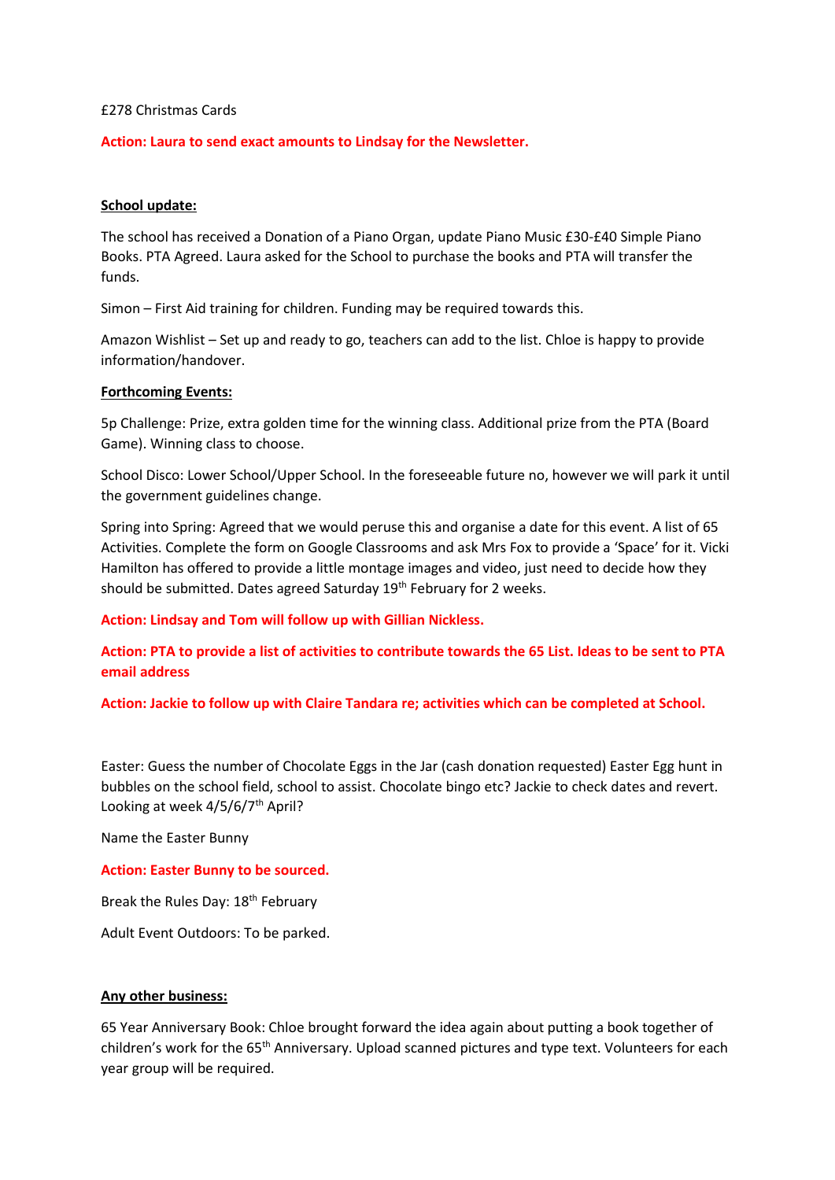£278 Christmas Cards

**Action: Laura to send exact amounts to Lindsay for the Newsletter.**

**School update:**

The school has received a Donation of a Piano Organ, update Piano Music £30-£40 Simple Piano Books. PTA Agreed. Laura asked for the School to purchase the books and PTA will transfer the funds.

Simon – First Aid training for children. Funding may be required towards this.

Amazon Wishlist – Set up and ready to go, teachers can add to the list. Chloe is happy to provide information/handover.

**Forthcoming Events:**

5p Challenge: Prize, extra golden time for the winning class. Additional prize from the PTA (Board Game). Winning class to choose.

School Disco: Lower School/Upper School. In the foreseeable future no, however we will park it until the government guidelines change.

Spring into Spring: Agreed that we would peruse this and organise a date for this event. A list of 65 Activities. Complete the form on Google Classrooms and ask Mrs Fox to provide a 'Space' for it. Vicki Hamilton has offered to provide a little montage images and video, just need to decide how they should be submitted. Dates agreed Saturday 19th February for 2 weeks.

**Action: Lindsay and Tom will follow up with Gillian Nickless.**

**Action: PTA to provide a list of activities to contribute towards the 65 List. Ideas to be sent to PTA email address**

**Action: Jackie to follow up with Claire Tandara re; activities which can be completed at School.**

Easter: Guess the number of Chocolate Eggs in the Jar (cash donation requested) Easter Egg hunt in bubbles on the school field, school to assist. Chocolate bingo etc? Jackie to check dates and revert. Looking at week 4/5/6/7th April?

Name the Easter Bunny

**Action: Easter Bunny to be sourced.**

Break the Rules Day: 18th February

Adult Event Outdoors: To be parked.

**Any other business:**

65 Year Anniversary Book: Chloe brought forward the idea again about putting a book together of children's work for the 65th Anniversary. Upload scanned pictures and type text. Volunteers for each year group will be required.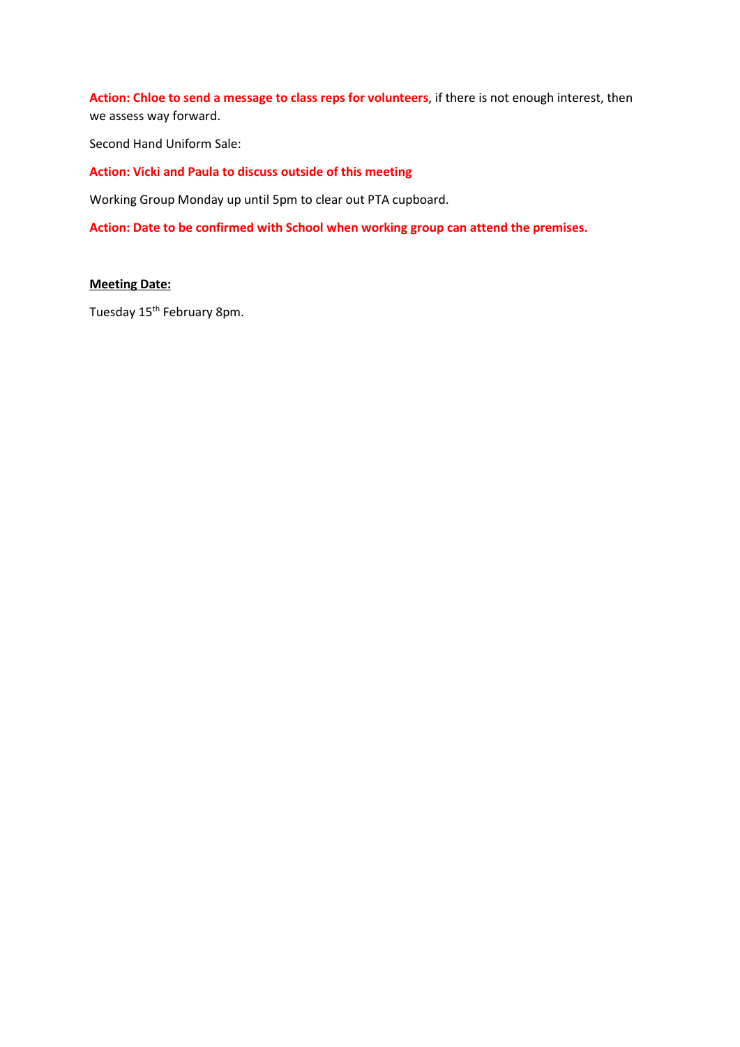**Action: Chloe to send a message to class reps for volunteers**, if there is not enough interest, then we assess way forward.

Second Hand Uniform Sale:

**Action: Vicki and Paula to discuss outside of this meeting**

Working Group Monday up until 5pm to clear out PTA cupboard.

**Action: Date to be confirmed with School when working group can attend the premises.**

**Meeting Date:**

Tuesday 15th February 8pm.